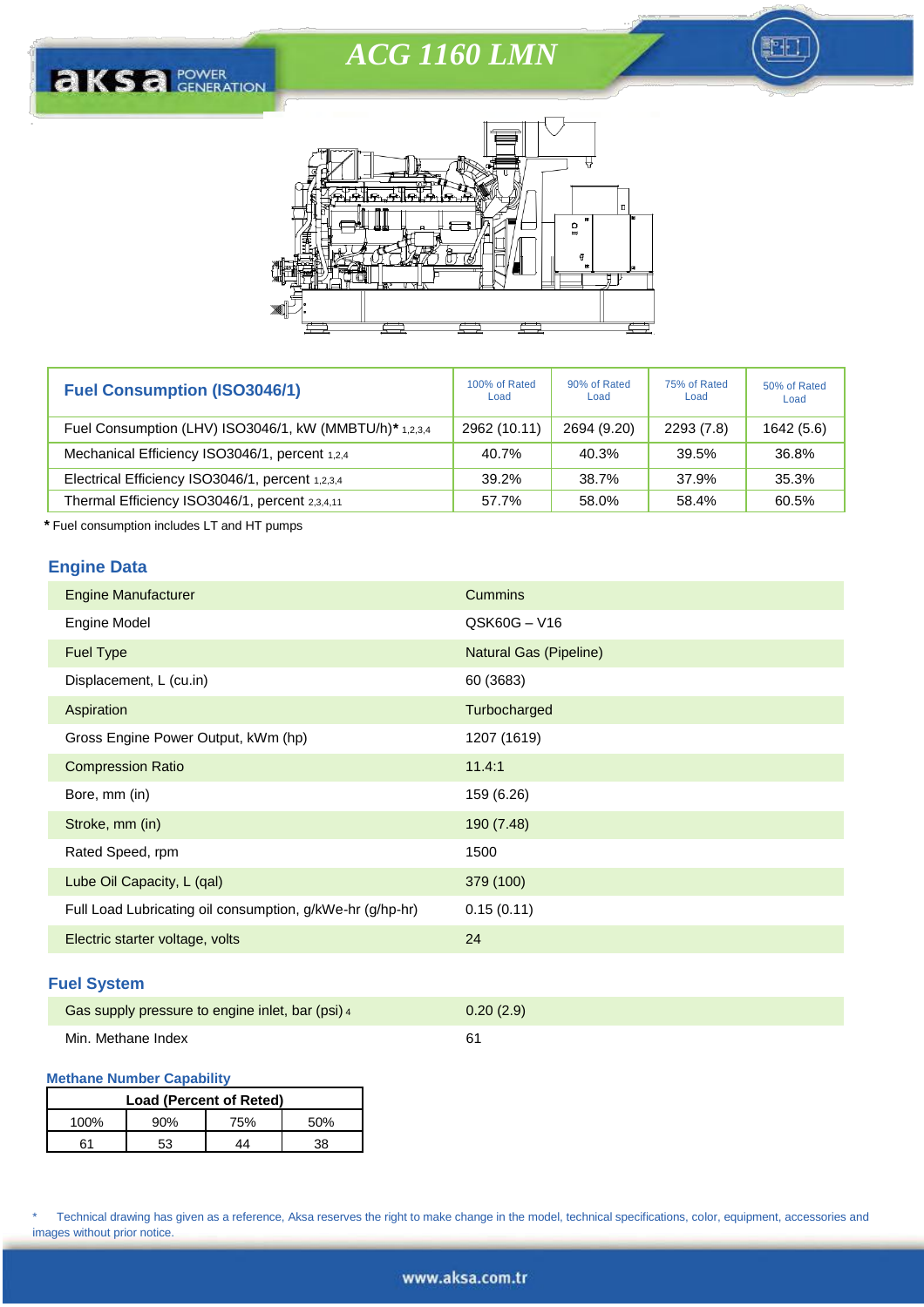# ACG 1160 LMN

| Fuel Consumption (ISO3046/1) | 100% of Rated Load | 90% of Rated Load | 75% of Rated Load | 50% of Rated Load |
|---|---|---|---|---|
| Fuel Consumption (LHV) ISO3046/1, kW (MMBTU/h)* 1,2,3,4 | 2962 (10.11) | 2694 (9.20) | 2293 (7.8) | 1642 (5.6) |
| Mechanical Efficiency ISO3046/1, percent 1,2,4 | 40.7% | 40.3% | 39.5% | 36.8% |
| Electrical Efficiency ISO3046/1, percent 1,2,3,4 | 39.2% | 38.7% | 37.9% | 35.3% |
| Thermal Efficiency ISO3046/1, percent 2,3,4,11 | 57.7% | 58.0% | 58.4% | 60.5% |

**\*** Fuel consumption includes LT and HT pumps

## Engine Data

| | |
|---|---|
| Engine Manufacturer | Cummins |
| Engine Model | QSK60G – V16 |
| Fuel Type | Natural Gas (Pipeline) |
| Displacement, L (cu.in) | 60 (3683) |
| Aspiration | Turbocharged |
| Gross Engine Power Output, kWm (hp) | 1207 (1619) |
| Compression Ratio | 11.4:1 |
| Bore, mm (in) | 159 (6.26) |
| Stroke, mm (in) | 190 (7.48) |
| Rated Speed, rpm | 1500 |
| Lube Oil Capacity, L (qal) | 379 (100) |
| Full Load Lubricating oil consumption, g/kWe-hr (g/hp-hr) | 0.15 (0.11) |
| Electric starter voltage, volts | 24 |

## Fuel System

| | |
|---|---|
| Gas supply pressure to engine inlet, bar (psi) 4 | 0.20 (2.9) |
| Min. Methane Index | 61 |

### Methane Number Capability

| Load (Percent of Reted) | | | |
|---|---|---|---|
| 100% | 90% | 75% | 50% |
| 61 | 53 | 44 | 38 |

\* Technical drawing has given as a reference, Aksa reserves the right to make change in the model, technical specifications, color, equipment, accessories and images without prior notice.

www.aksa.com.tr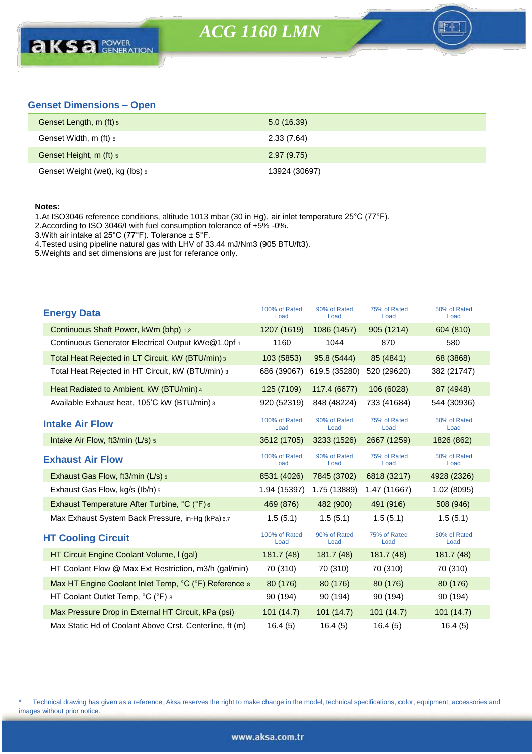# ACG 1160 LMN

## Genset Dimensions – Open

| | |
|---|---|
| Genset Length, m (ft) 5 | 5.0 (16.39) |
| Genset Width, m (ft) 5 | 2.33 (7.64) |
| Genset Height, m (ft) 5 | 2.97 (9.75) |
| Genset Weight (wet), kg (lbs) 5 | 13924 (30697) |

**Notes:**

1.At ISO3046 reference conditions, altitude 1013 mbar (30 in Hg), air inlet temperature 25°C (77°F).
2.According to ISO 3046/I with fuel consumption tolerance of +5% -0%.
3.With air intake at 25°C (77°F). Tolerance ± 5°F.
4.Tested using pipeline natural gas with LHV of 33.44 mJ/Nm3 (905 BTU/ft3).
5.Weights and set dimensions are just for referance only.

| **Energy Data** | 100% of Rated Load | 90% of Rated Load | 75% of Rated Load | 50% of Rated Load |
|---|---|---|---|---|
| Continuous Shaft Power, kWm (bhp) 1,2 | 1207 (1619) | 1086 (1457) | 905 (1214) | 604 (810) |
| Continuous Generator Electrical Output kWe@1.0pf 1 | 1160 | 1044 | 870 | 580 |
| Total Heat Rejected in LT Circuit, kW (BTU/min) 3 | 103 (5853) | 95.8 (5444) | 85 (4841) | 68 (3868) |
| Total Heat Rejected in HT Circuit, kW (BTU/min) 3 | 686 (39067) | 619.5 (35280) | 520 (29620) | 382 (21747) |
| Heat Radiated to Ambient, kW (BTU/min) 4 | 125 (7109) | 117.4 (6677) | 106 (6028) | 87 (4948) |
| Available Exhaust heat, 105'C kW (BTU/min) 3 | 920 (52319) | 848 (48224) | 733 (41684) | 544 (30936) |
| **Intake Air Flow** | 100% of Rated Load | 90% of Rated Load | 75% of Rated Load | 50% of Rated Load |
| Intake Air Flow, ft3/min (L/s) 5 | 3612 (1705) | 3233 (1526) | 2667 (1259) | 1826 (862) |
| **Exhaust Air Flow** | 100% of Rated Load | 90% of Rated Load | 75% of Rated Load | 50% of Rated Load |
| Exhaust Gas Flow, ft3/min (L/s) 5 | 8531 (4026) | 7845 (3702) | 6818 (3217) | 4928 (2326) |
| Exhaust Gas Flow, kg/s (lb/h) 5 | 1.94 (15397) | 1.75 (13889) | 1.47 (11667) | 1.02 (8095) |
| Exhaust Temperature After Turbine, °C (°F) 6 | 469 (876) | 482 (900) | 491 (916) | 508 (946) |
| Max Exhaust System Back Pressure, in-Hg (kPa) 6,7 | 1.5 (5.1) | 1.5 (5.1) | 1.5 (5.1) | 1.5 (5.1) |
| **HT Cooling Circuit** | 100% of Rated Load | 90% of Rated Load | 75% of Rated Load | 50% of Rated Load |
| HT Circuit Engine Coolant Volume, l (gal) | 181.7 (48) | 181.7 (48) | 181.7 (48) | 181.7 (48) |
| HT Coolant Flow @ Max Ext Restriction, m3/h (gal/min) | 70 (310) | 70 (310) | 70 (310) | 70 (310) |
| Max HT Engine Coolant Inlet Temp, °C (°F) Reference 8 | 80 (176) | 80 (176) | 80 (176) | 80 (176) |
| HT Coolant Outlet Temp, °C (°F) 8 | 90 (194) | 90 (194) | 90 (194) | 90 (194) |
| Max Pressure Drop in External HT Circuit, kPa (psi) | 101 (14.7) | 101 (14.7) | 101 (14.7) | 101 (14.7) |
| Max Static Hd of Coolant Above Crst. Centerline, ft (m) | 16.4 (5) | 16.4 (5) | 16.4 (5) | 16.4 (5) |

* Technical drawing has given as a reference, Aksa reserves the right to make change in the model, technical specifications, color, equipment, accessories and images without prior notice.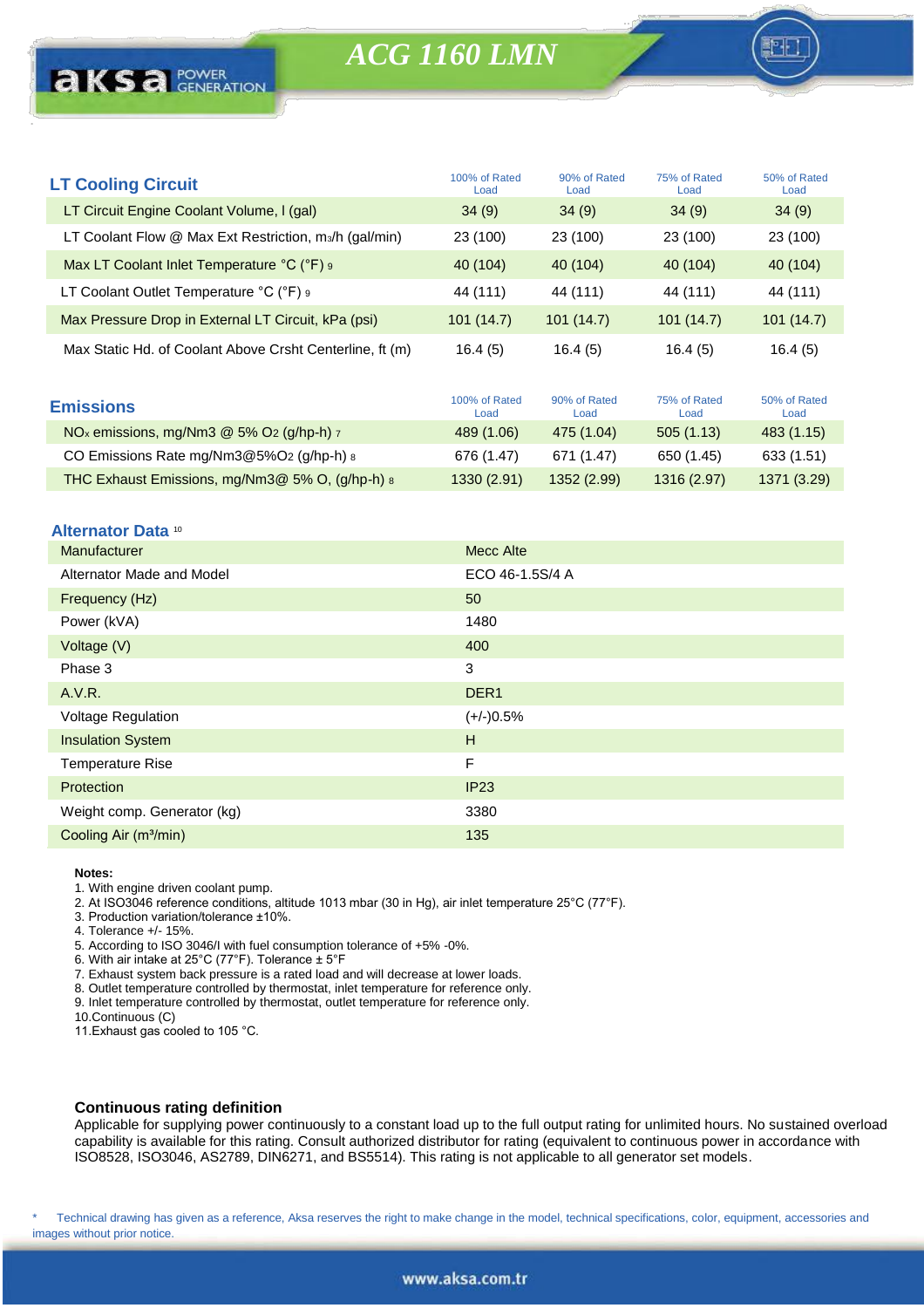# ACG 1160 LMN

## LT Cooling Circuit

| LT Cooling Circuit | 100% of Rated Load | 90% of Rated Load | 75% of Rated Load | 50% of Rated Load |
|---|---|---|---|---|
| LT Circuit Engine Coolant Volume, l (gal) | 34 (9) | 34 (9) | 34 (9) | 34 (9) |
| LT Coolant Flow @ Max Ext Restriction, $m_3$/h (gal/min) | 23 (100) | 23 (100) | 23 (100) | 23 (100) |
| Max LT Coolant Inlet Temperature °C (°F) 9 | 40 (104) | 40 (104) | 40 (104) | 40 (104) |
| LT Coolant Outlet Temperature °C (°F) 9 | 44 (111) | 44 (111) | 44 (111) | 44 (111) |
| Max Pressure Drop in External LT Circuit, kPa (psi) | 101 (14.7) | 101 (14.7) | 101 (14.7) | 101 (14.7) |
| Max Static Hd. of Coolant Above Crsht Centerline, ft (m) | 16.4 (5) | 16.4 (5) | 16.4 (5) | 16.4 (5) |

## Emissions

| Emissions | 100% of Rated Load | 90% of Rated Load | 75% of Rated Load | 50% of Rated Load |
|---|---|---|---|---|
| $NO_x$ emissions, mg/Nm3 @ 5% $O_2$ (g/hp-h) 7 | 489 (1.06) | 475 (1.04) | 505 (1.13) | 483 (1.15) |
| CO Emissions Rate mg/Nm3@5%$O_2$ (g/hp-h) 8 | 676 (1.47) | 671 (1.47) | 650 (1.45) | 633 (1.51) |
| THC Exhaust Emissions, mg/Nm3@ 5% O, (g/hp-h) 8 | 1330 (2.91) | 1352 (2.99) | 1316 (2.97) | 1371 (3.29) |

## Alternator Data [10]

| | |
|---|---|
| Manufacturer | Mecc Alte |
| Alternator Made and Model | ECO 46-1.5S/4 A |
| Frequency (Hz) | 50 |
| Power (kVA) | 1480 |
| Voltage (V) | 400 |
| Phase 3 | 3 |
| A.V.R. | DER1 |
| Voltage Regulation | (+/-)0.5% |
| Insulation System | H |
| Temperature Rise | F |
| Protection | IP23 |
| Weight comp. Generator (kg) | 3380 |
| Cooling Air (m³/min) | 135 |

**Notes:**

1. With engine driven coolant pump.
2. At ISO3046 reference conditions, altitude 1013 mbar (30 in Hg), air inlet temperature 25°C (77°F).
3. Production variation/tolerance ±10%.
4. Tolerance +/- 15%.
5. According to ISO 3046/I with fuel consumption tolerance of +5% -0%.
6. With air intake at 25°C (77°F). Tolerance ± 5°F
7. Exhaust system back pressure is a rated load and will decrease at lower loads.
8. Outlet temperature controlled by thermostat, inlet temperature for reference only.
9. Inlet temperature controlled by thermostat, outlet temperature for reference only.
10. Continuous (C)
11. Exhaust gas cooled to 105 °C.

### Continuous rating definition

Applicable for supplying power continuously to a constant load up to the full output rating for unlimited hours. No sustained overload capability is available for this rating. Consult authorized distributor for rating (equivalent to continuous power in accordance with ISO8528, ISO3046, AS2789, DIN6271, and BS5514). This rating is not applicable to all generator set models.

* Technical drawing has given as a reference, Aksa reserves the right to make change in the model, technical specifications, color, equipment, accessories and images without prior notice.